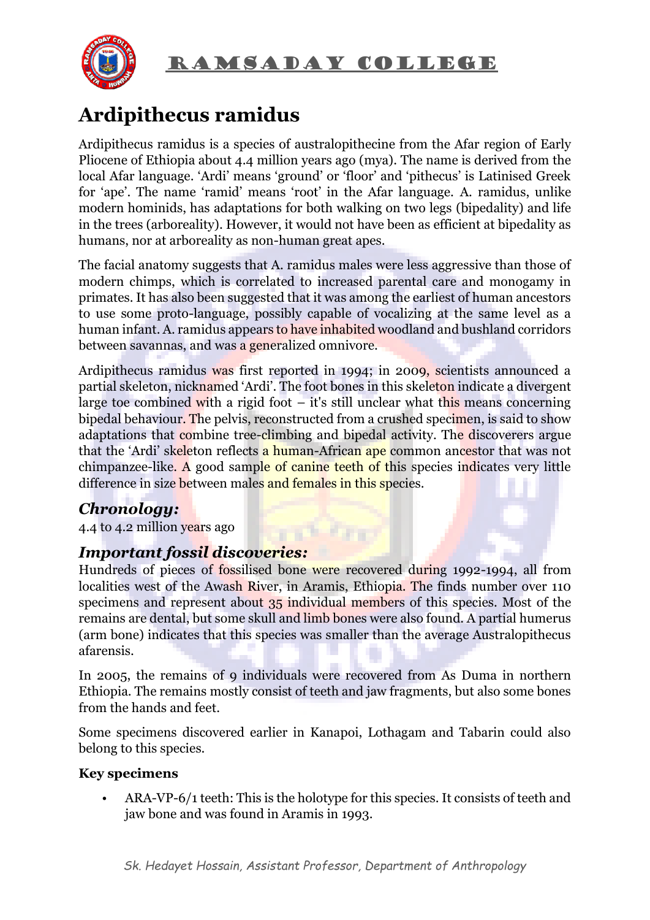# Ardipithecus ramidus

Ardipithecus ramidus is a species of australopithecine from the Afar region of Early Pliocene of Ethiopia about 4.4 million years ago (mya). The name is derived from the local Afar language. 'Ardi' means 'ground' or 'floor' and 'pithecus' is Latinised Greek for 'ape'. The name 'ramid' means 'root' in the Afar language. A. ramidus, unlike modern hominids, has adaptations for both walking on two legs (bipedality) and life in the trees (arboreality). However, it would not have been as efficient at bipedality as humans, nor at arboreality as non-human great apes.

The facial anatomy suggests that A. ramidus males were less aggressive than those of modern chimps, which is correlated to increased parental care and monogamy in primates. It has also been suggested that it was among the earliest of human ancestors to use some proto-language, possibly capable of vocalizing at the same level as a human infant. A. ramidus appears to have inhabited woodland and bushland corridors between savannas, and was a generalized omnivore.

Ardipithecus ramidus was first reported in 1994; in 2009, scientists announced a partial skeleton, nicknamed 'Ardi'. The foot bones in this skeleton indicate a divergent large toe combined with a rigid foot – it's still unclear what this means concerning bipedal behaviour. The pelvis, reconstructed from a crushed specimen, is said to show adaptations that combine tree-climbing and bipedal activity. The discoverers argue that the 'Ardi' skeleton reflects a human-African ape common ancestor that was not chimpanzee-like. A good sample of canine teeth of this species indicates very little difference in size between males and females in this species.

## *Chronology:*

4.4 to 4.2 million years ago

## *Important fossil discoveries:*

Hundreds of pieces of fossilised bone were recovered during 1992-1994, all from localities west of the Awash River, in Aramis, Ethiopia. The finds number over 110 specimens and represent about 35 individual members of this species. Most of the remains are dental, but some skull and limb bones were also found. A partial humerus (arm bone) indicates that this species was smaller than the average Australopithecus afarensis.

In 2005, the remains of 9 individuals were recovered from As Duma in northern Ethiopia. The remains mostly consist of teeth and jaw fragments, but also some bones from the hands and feet.

Some specimens discovered earlier in Kanapoi, Lothagam and Tabarin could also belong to this species.

**Key specimens**

- ARA-VP-6/1 teeth: This is the holotype for this species. It consists of teeth and jaw bone and was found in Aramis in 1993.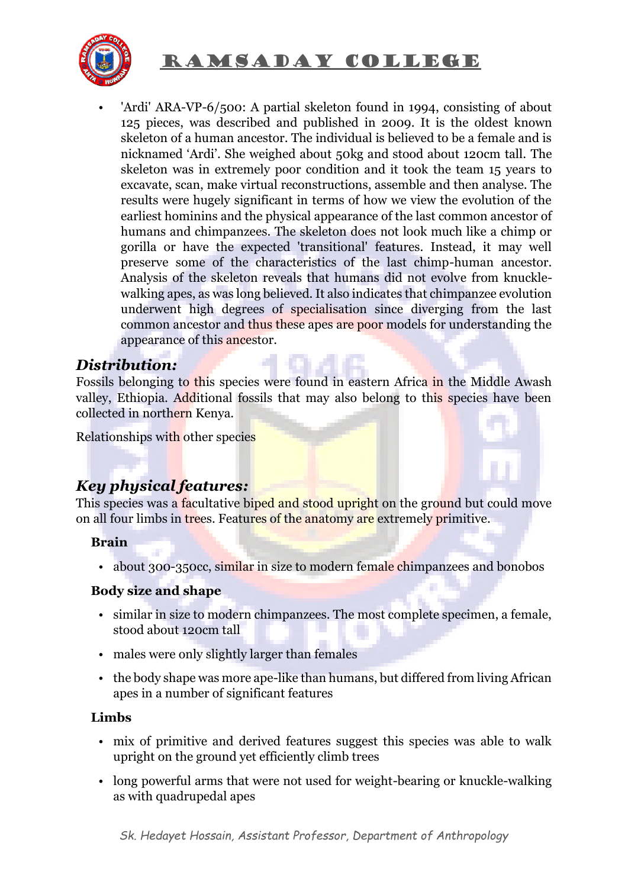- 'Ardi' ARA-VP-6/500: A partial skeleton found in 1994, consisting of about 125 pieces, was described and published in 2009. It is the oldest known skeleton of a human ancestor. The individual is believed to be a female and is nicknamed 'Ardi'. She weighed about 50kg and stood about 120cm tall. The skeleton was in extremely poor condition and it took the team 15 years to excavate, scan, make virtual reconstructions, assemble and then analyse. The results were hugely significant in terms of how we view the evolution of the earliest hominins and the physical appearance of the last common ancestor of humans and chimpanzees. The skeleton does not look much like a chimp or gorilla or have the expected 'transitional' features. Instead, it may well preserve some of the characteristics of the last chimp-human ancestor. Analysis of the skeleton reveals that humans did not evolve from knuckle-walking apes, as was long believed. It also indicates that chimpanzee evolution underwent high degrees of specialisation since diverging from the last common ancestor and thus these apes are poor models for understanding the appearance of this ancestor.

## *Distribution:*

Fossils belonging to this species were found in eastern Africa in the Middle Awash valley, Ethiopia. Additional fossils that may also belong to this species have been collected in northern Kenya.

Relationships with other species

## *Key physical features:*

This species was a facultative biped and stood upright on the ground but could move on all four limbs in trees. Features of the anatomy are extremely primitive.

**Brain**

- about 300-350cc, similar in size to modern female chimpanzees and bonobos

**Body size and shape**

- similar in size to modern chimpanzees. The most complete specimen, a female, stood about 120cm tall
- males were only slightly larger than females
- the body shape was more ape-like than humans, but differed from living African apes in a number of significant features

**Limbs**

- mix of primitive and derived features suggest this species was able to walk upright on the ground yet efficiently climb trees
- long powerful arms that were not used for weight-bearing or knuckle-walking as with quadrupedal apes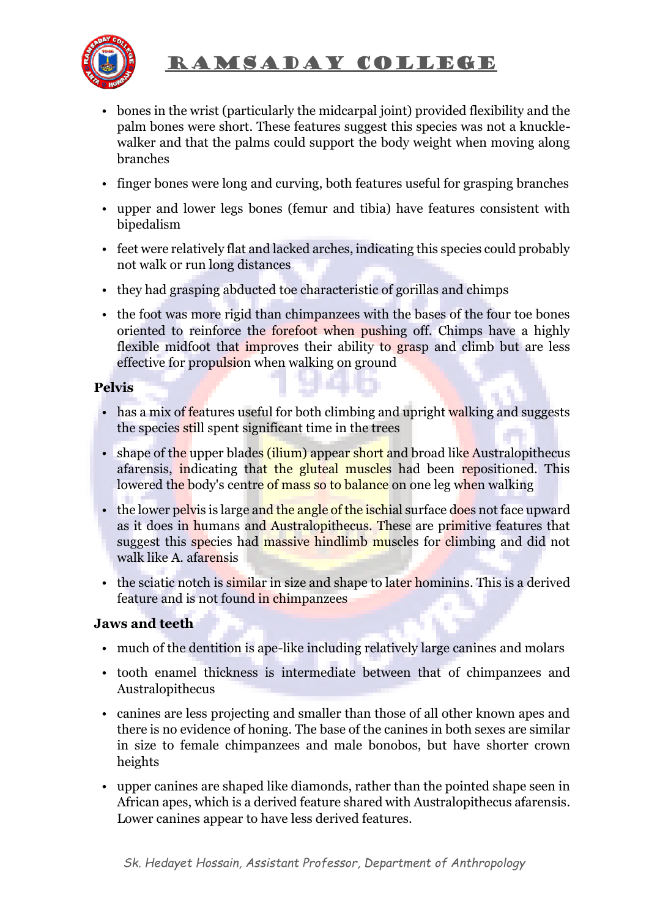- bones in the wrist (particularly the midcarpal joint) provided flexibility and the palm bones were short. These features suggest this species was not a knuckle-walker and that the palms could support the body weight when moving along branches
- finger bones were long and curving, both features useful for grasping branches
- upper and lower legs bones (femur and tibia) have features consistent with bipedalism
- feet were relatively flat and lacked arches, indicating this species could probably not walk or run long distances
- they had grasping abducted toe characteristic of gorillas and chimps
- the foot was more rigid than chimpanzees with the bases of the four toe bones oriented to reinforce the forefoot when pushing off. Chimps have a highly flexible midfoot that improves their ability to grasp and climb but are less effective for propulsion when walking on ground

**Pelvis**

- has a mix of features useful for both climbing and upright walking and suggests the species still spent significant time in the trees
- shape of the upper blades (ilium) appear short and broad like Australopithecus afarensis, indicating that the gluteal muscles had been repositioned. This lowered the body's centre of mass so to balance on one leg when walking
- the lower pelvis is large and the angle of the ischial surface does not face upward as it does in humans and Australopithecus. These are primitive features that suggest this species had massive hindlimb muscles for climbing and did not walk like A. afarensis
- the sciatic notch is similar in size and shape to later hominins. This is a derived feature and is not found in chimpanzees

**Jaws and teeth**

- much of the dentition is ape-like including relatively large canines and molars
- tooth enamel thickness is intermediate between that of chimpanzees and Australopithecus
- canines are less projecting and smaller than those of all other known apes and there is no evidence of honing. The base of the canines in both sexes are similar in size to female chimpanzees and male bonobos, but have shorter crown heights
- upper canines are shaped like diamonds, rather than the pointed shape seen in African apes, which is a derived feature shared with Australopithecus afarensis. Lower canines appear to have less derived features.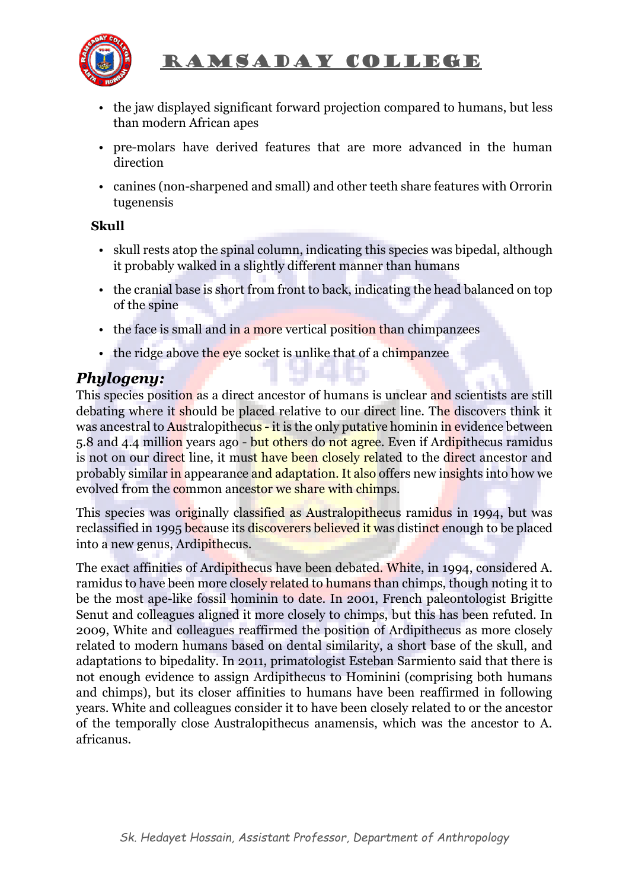- the jaw displayed significant forward projection compared to humans, but less than modern African apes
- pre-molars have derived features that are more advanced in the human direction
- canines (non-sharpened and small) and other teeth share features with Orrorin tugenensis

**Skull**

- skull rests atop the spinal column, indicating this species was bipedal, although it probably walked in a slightly different manner than humans
- the cranial base is short from front to back, indicating the head balanced on top of the spine
- the face is small and in a more vertical position than chimpanzees
- the ridge above the eye socket is unlike that of a chimpanzee

## *Phylogeny:*

This species position as a direct ancestor of humans is unclear and scientists are still debating where it should be placed relative to our direct line. The discovers think it was ancestral to Australopithecus - it is the only putative hominin in evidence between 5.8 and 4.4 million years ago - but others do not agree. Even if Ardipithecus ramidus is not on our direct line, it must have been closely related to the direct ancestor and probably similar in appearance and adaptation. It also offers new insights into how we evolved from the common ancestor we share with chimps.

This species was originally classified as Australopithecus ramidus in 1994, but was reclassified in 1995 because its discoverers believed it was distinct enough to be placed into a new genus, Ardipithecus.

The exact affinities of Ardipithecus have been debated. White, in 1994, considered A. ramidus to have been more closely related to humans than chimps, though noting it to be the most ape-like fossil hominin to date. In 2001, French paleontologist Brigitte Senut and colleagues aligned it more closely to chimps, but this has been refuted. In 2009, White and colleagues reaffirmed the position of Ardipithecus as more closely related to modern humans based on dental similarity, a short base of the skull, and adaptations to bipedality. In 2011, primatologist Esteban Sarmiento said that there is not enough evidence to assign Ardipithecus to Hominini (comprising both humans and chimps), but its closer affinities to humans have been reaffirmed in following years. White and colleagues consider it to have been closely related to or the ancestor of the temporally close Australopithecus anamensis, which was the ancestor to A. africanus.